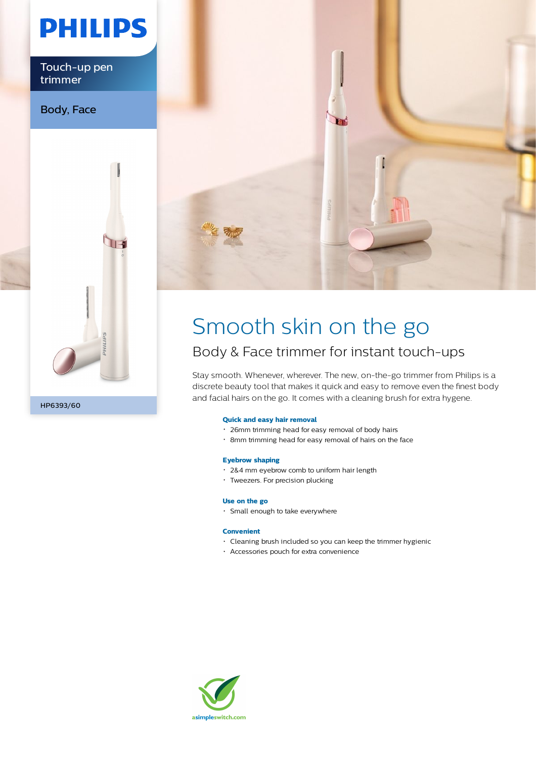PHILIPS

Touch-up pen trimmer

Body, Face

HP6393/60

# Smooth skin on the go

## Body & Face trimmer for instant touch-ups

Stay smooth. Whenever, wherever. The new, on-the-go trimmer from Philips is a discrete beauty tool that makes it quick and easy to remove even the finest body and facial hairs on the go. It comes with a cleaning brush for extra hygene.

**Quick and easy hair removal**

- 26mm trimming head for easy removal of body hairs
- 8mm trimming head for easy removal of hairs on the face

**Eyebrow shaping**

- 2&4 mm eyebrow comb to uniform hair length
- Tweezers. For precision plucking

**Use on the go**

- Small enough to take everywhere

**Convenient**

- Cleaning brush included so you can keep the trimmer hygienic
- Accessories pouch for extra convenience

asimpleswitch.com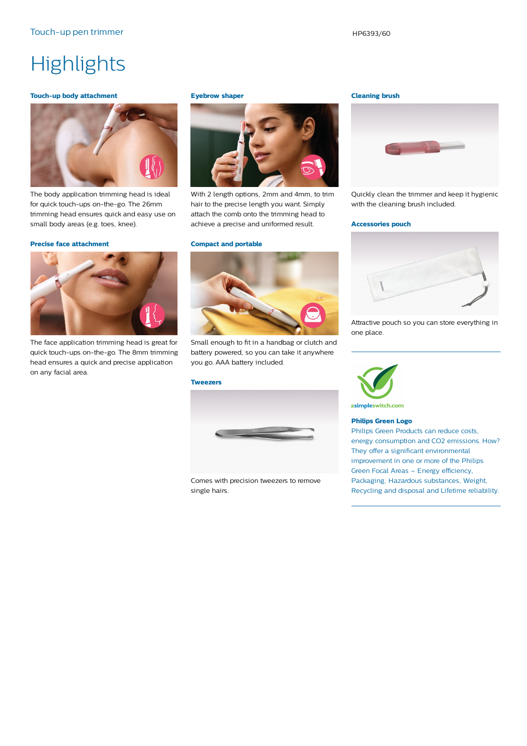# Highlights

### Touch-up body attachment

The body application trimming head is ideal for quick touch-ups on-the-go. The 26mm trimming head ensures quick and easy use on small body areas (e.g. toes, knee).

### Precise face attachment

The face application trimming head is great for quick touch-ups on-the-go. The 8mm trimming head ensures a quick and precise application on any facial area.

### Eyebrow shaper

With 2 length options, 2mm and 4mm, to trim hair to the precise length you want. Simply attach the comb onto the trimming head to achieve a precise and uniformed result.

### Compact and portable

Small enough to fit in a handbag or clutch and battery powered, so you can take it anywhere you go. AAA battery included.

### Tweezers

Comes with precision tweezers to remove single hairs.

### Cleaning brush

Quickly clean the trimmer and keep it hygienic with the cleaning brush included.

### Accessories pouch

Attractive pouch so you can store everything in one place.

---

asimpleswitch.com

### Philips Green Logo

Philips Green Products can reduce costs, energy consumption and CO2 emissions. How? They offer a significant environmental improvement in one or more of the Philips Green Focal Areas – Energy efficiency, Packaging, Hazardous substances, Weight, Recycling and disposal and Lifetime reliability.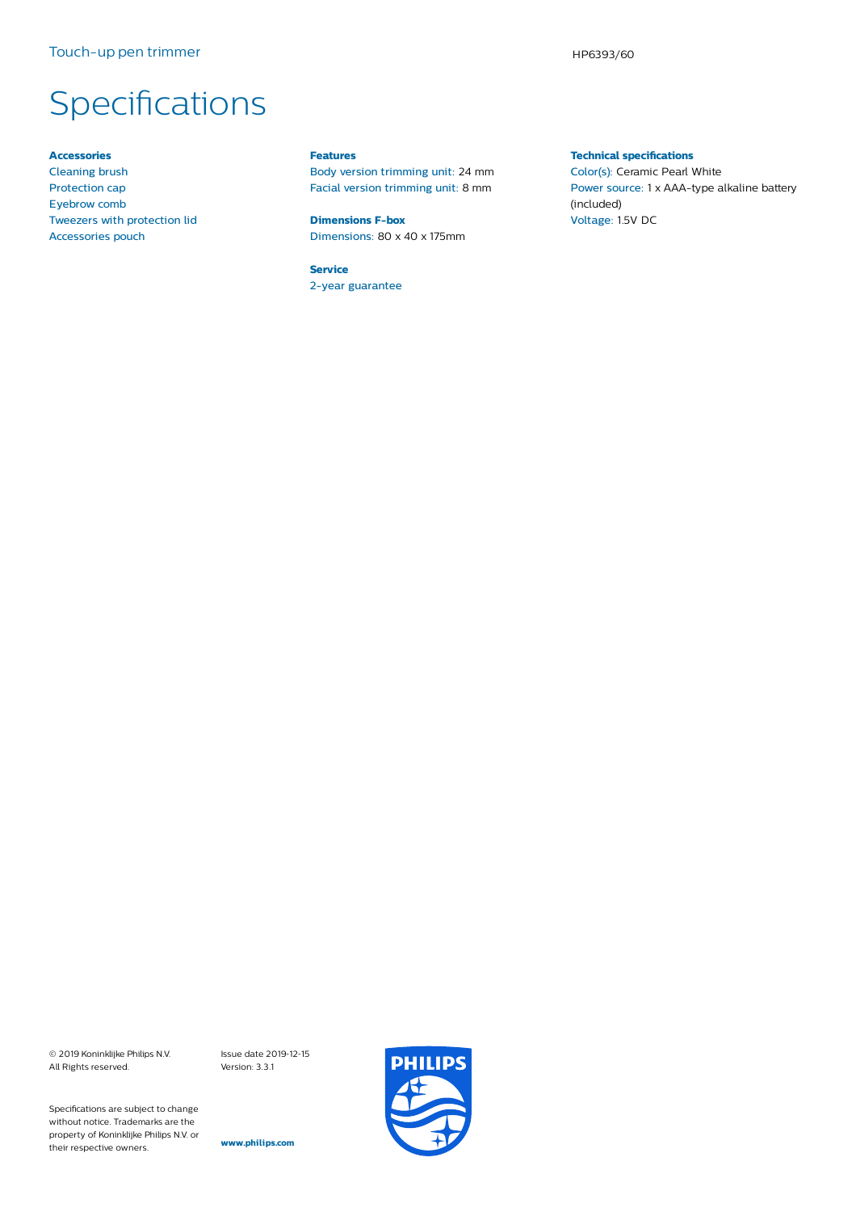# Specifications

### Accessories

- Cleaning brush
- Protection cap
- Eyebrow comb
- Tweezers with protection lid
- Accessories pouch

### Features

- Body version trimming unit: 24 mm
- Facial version trimming unit: 8 mm

### Dimensions F-box

- Dimensions: 80 x 40 x 175mm

### Service

- 2-year guarantee

### Technical specifications

- Color(s): Ceramic Pearl White
- Power source: 1 x AAA-type alkaline battery (included)
- Voltage: 1.5V DC

© 2019 Koninklijke Philips N.V.
All Rights reserved.

Specifications are subject to change without notice. Trademarks are the property of Koninklijke Philips N.V. or their respective owners.

Issue date 2019-12-15
Version: 3.3.1

**www.philips.com**